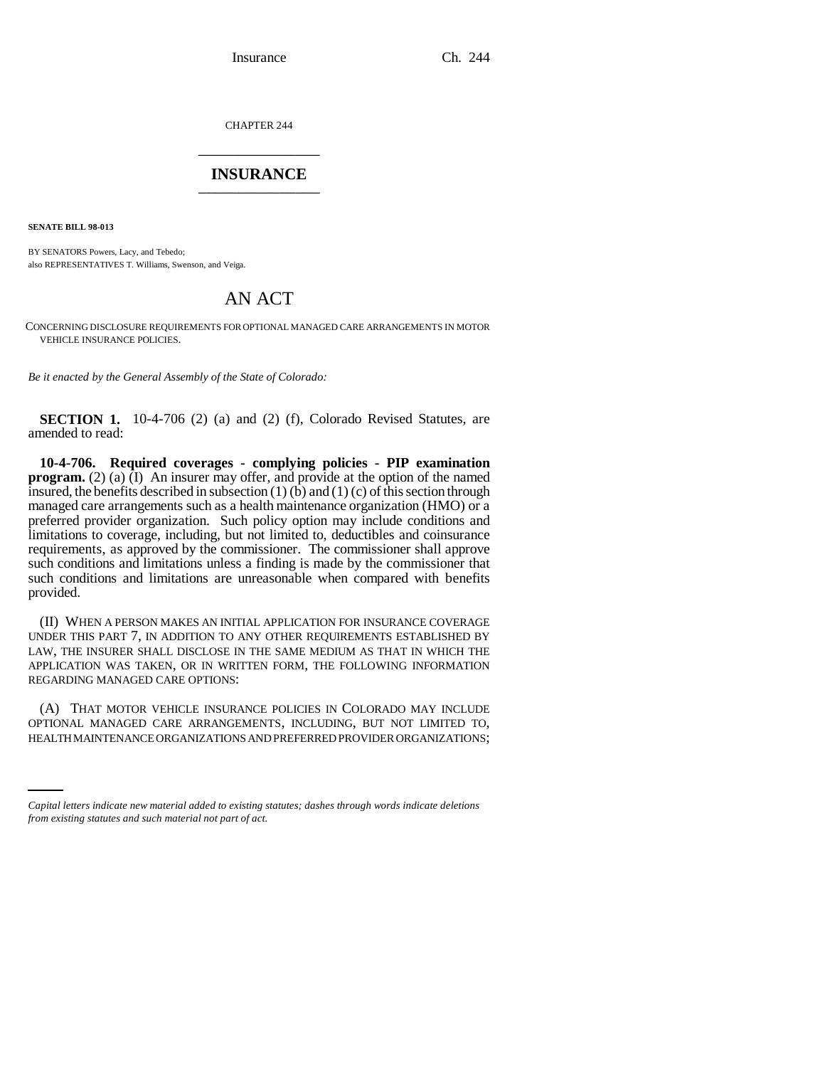CHAPTER 244

# INSURANCE

**SENATE BILL 98-013**

BY SENATORS Powers, Lacy, and Tebedo;
also REPRESENTATIVES T. Williams, Swenson, and Veiga.

## AN ACT

CONCERNING DISCLOSURE REQUIREMENTS FOR OPTIONAL MANAGED CARE ARRANGEMENTS IN MOTOR VEHICLE INSURANCE POLICIES.

*Be it enacted by the General Assembly of the State of Colorado:*

**SECTION 1.** 10-4-706 (2) (a) and (2) (f), Colorado Revised Statutes, are amended to read:

**10-4-706. Required coverages - complying policies - PIP examination program.** (2) (a) (I) An insurer may offer, and provide at the option of the named insured, the benefits described in subsection (1) (b) and (1) (c) of this section through managed care arrangements such as a health maintenance organization (HMO) or a preferred provider organization. Such policy option may include conditions and limitations to coverage, including, but not limited to, deductibles and coinsurance requirements, as approved by the commissioner. The commissioner shall approve such conditions and limitations unless a finding is made by the commissioner that such conditions and limitations are unreasonable when compared with benefits provided.

(II) WHEN A PERSON MAKES AN INITIAL APPLICATION FOR INSURANCE COVERAGE UNDER THIS PART 7, IN ADDITION TO ANY OTHER REQUIREMENTS ESTABLISHED BY LAW, THE INSURER SHALL DISCLOSE IN THE SAME MEDIUM AS THAT IN WHICH THE APPLICATION WAS TAKEN, OR IN WRITTEN FORM, THE FOLLOWING INFORMATION REGARDING MANAGED CARE OPTIONS:

(A) THAT MOTOR VEHICLE INSURANCE POLICIES IN COLORADO MAY INCLUDE OPTIONAL MANAGED CARE ARRANGEMENTS, INCLUDING, BUT NOT LIMITED TO, HEALTH MAINTENANCE ORGANIZATIONS AND PREFERRED PROVIDER ORGANIZATIONS;

*Capital letters indicate new material added to existing statutes; dashes through words indicate deletions from existing statutes and such material not part of act.*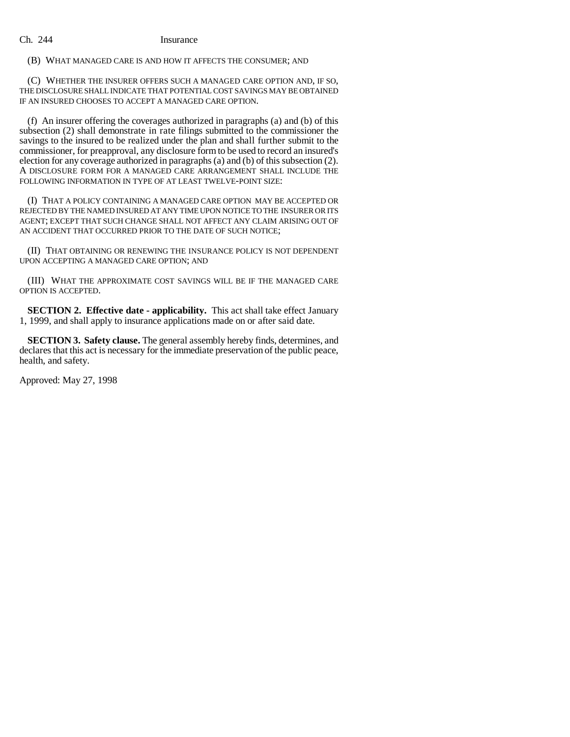(B) WHAT MANAGED CARE IS AND HOW IT AFFECTS THE CONSUMER; AND

(C) WHETHER THE INSURER OFFERS SUCH A MANAGED CARE OPTION AND, IF SO, THE DISCLOSURE SHALL INDICATE THAT POTENTIAL COST SAVINGS MAY BE OBTAINED IF AN INSURED CHOOSES TO ACCEPT A MANAGED CARE OPTION.

(f) An insurer offering the coverages authorized in paragraphs (a) and (b) of this subsection (2) shall demonstrate in rate filings submitted to the commissioner the savings to the insured to be realized under the plan and shall further submit to the commissioner, for preapproval, any disclosure form to be used to record an insured's election for any coverage authorized in paragraphs (a) and (b) of this subsection (2). A DISCLOSURE FORM FOR A MANAGED CARE ARRANGEMENT SHALL INCLUDE THE FOLLOWING INFORMATION IN TYPE OF AT LEAST TWELVE-POINT SIZE:

(I) THAT A POLICY CONTAINING A MANAGED CARE OPTION MAY BE ACCEPTED OR REJECTED BY THE NAMED INSURED AT ANY TIME UPON NOTICE TO THE INSURER OR ITS AGENT; EXCEPT THAT SUCH CHANGE SHALL NOT AFFECT ANY CLAIM ARISING OUT OF AN ACCIDENT THAT OCCURRED PRIOR TO THE DATE OF SUCH NOTICE;

(II) THAT OBTAINING OR RENEWING THE INSURANCE POLICY IS NOT DEPENDENT UPON ACCEPTING A MANAGED CARE OPTION; AND

(III) WHAT THE APPROXIMATE COST SAVINGS WILL BE IF THE MANAGED CARE OPTION IS ACCEPTED.

**SECTION 2. Effective date - applicability.** This act shall take effect January 1, 1999, and shall apply to insurance applications made on or after said date.

**SECTION 3. Safety clause.** The general assembly hereby finds, determines, and declares that this act is necessary for the immediate preservation of the public peace, health, and safety.

Approved: May 27, 1998